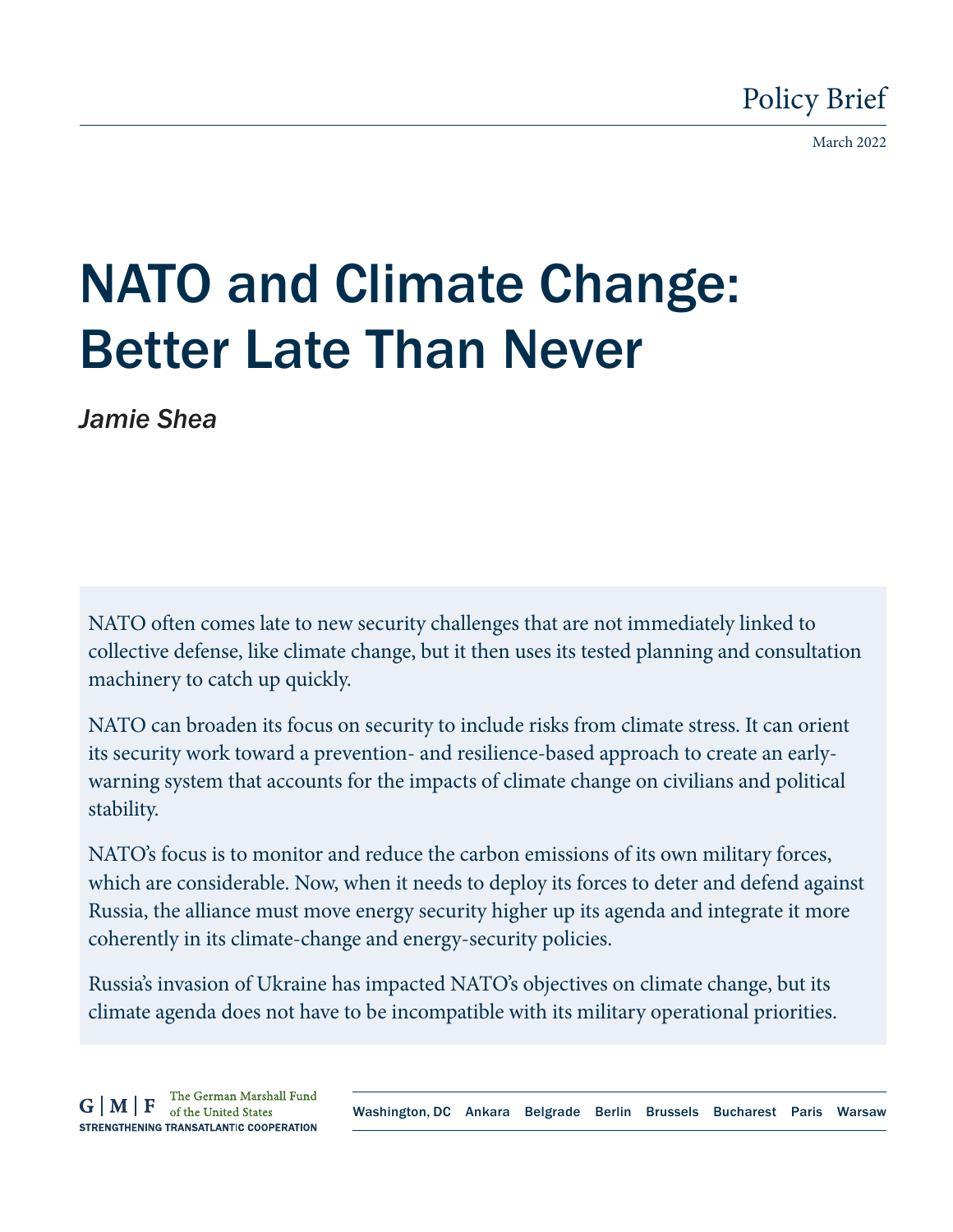Policy Brief

March 2022

# NATO and Climate Change: Better Late Than Never

*Jamie Shea*

NATO often comes late to new security challenges that are not immediately linked to collective defense, like climate change, but it then uses its tested planning and consultation machinery to catch up quickly.

NATO can broaden its focus on security to include risks from climate stress. It can orient its security work toward a prevention- and resilience-based approach to create an early-warning system that accounts for the impacts of climate change on civilians and political stability.

NATO's focus is to monitor and reduce the carbon emissions of its own military forces, which are considerable. Now, when it needs to deploy its forces to deter and defend against Russia, the alliance must move energy security higher up its agenda and integrate it more coherently in its climate-change and energy-security policies.

Russia's invasion of Ukraine has impacted NATO's objectives on climate change, but its climate agenda does not have to be incompatible with its military operational priorities.

G | M | F The German Marshall Fund of the United States
STRENGTHENING TRANSATLANTIC COOPERATION

Washington, DC Ankara Belgrade Berlin Brussels Bucharest Paris Warsaw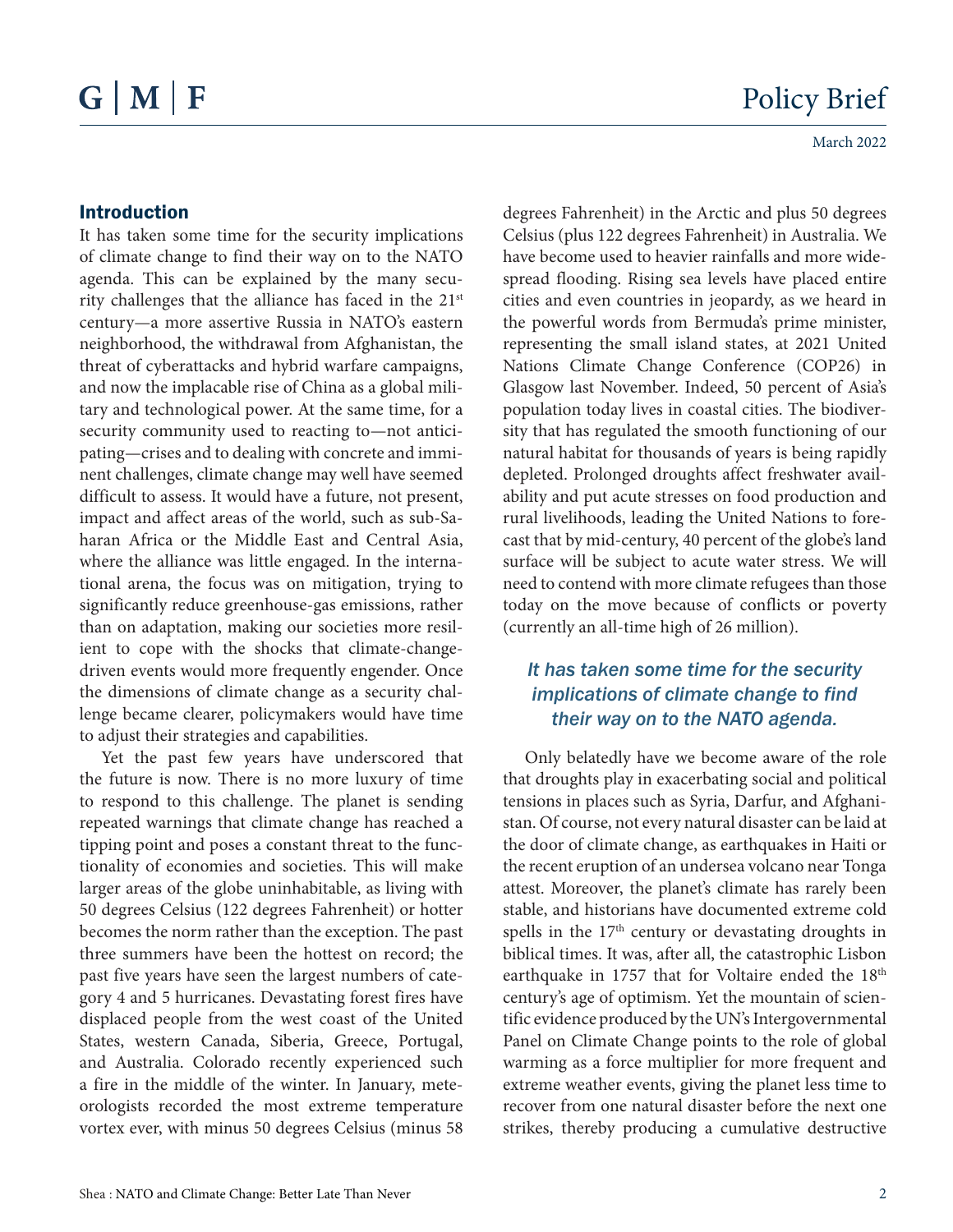## Introduction

It has taken some time for the security implications of climate change to find their way on to the NATO agenda. This can be explained by the many security challenges that the alliance has faced in the 21st century—a more assertive Russia in NATO's eastern neighborhood, the withdrawal from Afghanistan, the threat of cyberattacks and hybrid warfare campaigns, and now the implacable rise of China as a global military and technological power. At the same time, for a security community used to reacting to—not anticipating—crises and to dealing with concrete and imminent challenges, climate change may well have seemed difficult to assess. It would have a future, not present, impact and affect areas of the world, such as sub-Saharan Africa or the Middle East and Central Asia, where the alliance was little engaged. In the international arena, the focus was on mitigation, trying to significantly reduce greenhouse-gas emissions, rather than on adaptation, making our societies more resilient to cope with the shocks that climate-change-driven events would more frequently engender. Once the dimensions of climate change as a security challenge became clearer, policymakers would have time to adjust their strategies and capabilities.

Yet the past few years have underscored that the future is now. There is no more luxury of time to respond to this challenge. The planet is sending repeated warnings that climate change has reached a tipping point and poses a constant threat to the functionality of economies and societies. This will make larger areas of the globe uninhabitable, as living with 50 degrees Celsius (122 degrees Fahrenheit) or hotter becomes the norm rather than the exception. The past three summers have been the hottest on record; the past five years have seen the largest numbers of category 4 and 5 hurricanes. Devastating forest fires have displaced people from the west coast of the United States, western Canada, Siberia, Greece, Portugal, and Australia. Colorado recently experienced such a fire in the middle of the winter. In January, meteorologists recorded the most extreme temperature vortex ever, with minus 50 degrees Celsius (minus 58 degrees Fahrenheit) in the Arctic and plus 50 degrees Celsius (plus 122 degrees Fahrenheit) in Australia. We have become used to heavier rainfalls and more widespread flooding. Rising sea levels have placed entire cities and even countries in jeopardy, as we heard in the powerful words from Bermuda's prime minister, representing the small island states, at 2021 United Nations Climate Change Conference (COP26) in Glasgow last November. Indeed, 50 percent of Asia's population today lives in coastal cities. The biodiversity that has regulated the smooth functioning of our natural habitat for thousands of years is being rapidly depleted. Prolonged droughts affect freshwater availability and put acute stresses on food production and rural livelihoods, leading the United Nations to forecast that by mid-century, 40 percent of the globe's land surface will be subject to acute water stress. We will need to contend with more climate refugees than those today on the move because of conflicts or poverty (currently an all-time high of 26 million).

> *It has taken some time for the security implications of climate change to find their way on to the NATO agenda.*

Only belatedly have we become aware of the role that droughts play in exacerbating social and political tensions in places such as Syria, Darfur, and Afghanistan. Of course, not every natural disaster can be laid at the door of climate change, as earthquakes in Haiti or the recent eruption of an undersea volcano near Tonga attest. Moreover, the planet's climate has rarely been stable, and historians have documented extreme cold spells in the 17th century or devastating droughts in biblical times. It was, after all, the catastrophic Lisbon earthquake in 1757 that for Voltaire ended the 18th century's age of optimism. Yet the mountain of scientific evidence produced by the UN's Intergovernmental Panel on Climate Change points to the role of global warming as a force multiplier for more frequent and extreme weather events, giving the planet less time to recover from one natural disaster before the next one strikes, thereby producing a cumulative destructive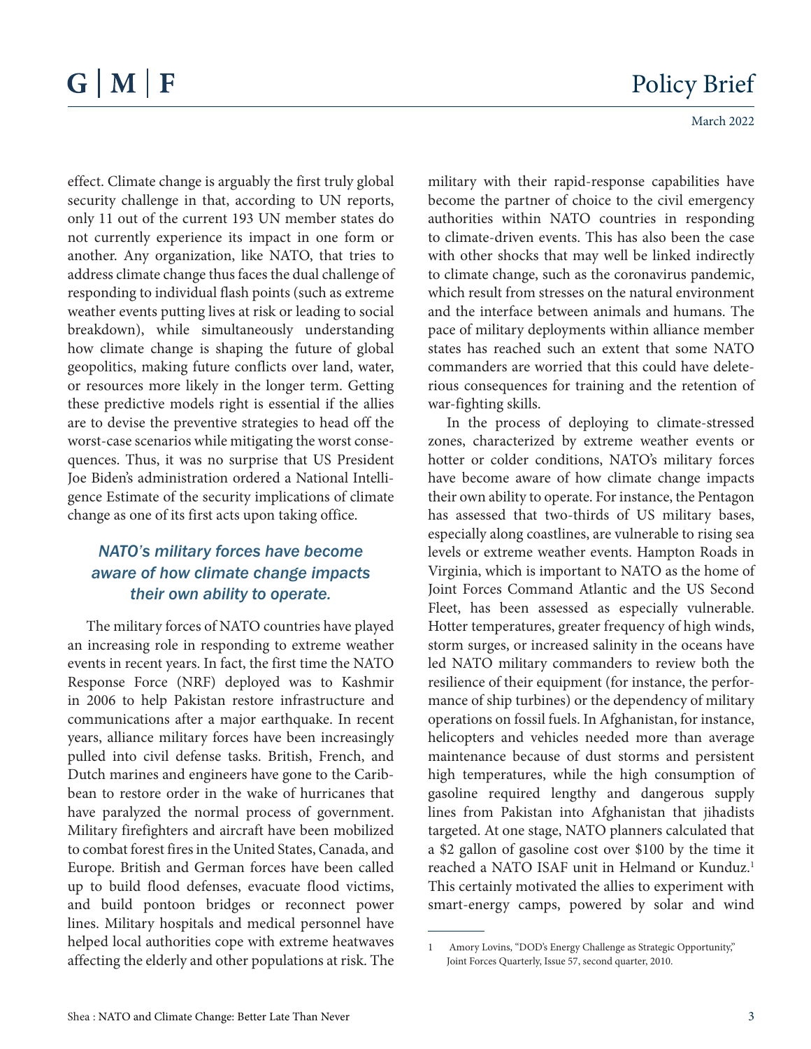effect. Climate change is arguably the first truly global security challenge in that, according to UN reports, only 11 out of the current 193 UN member states do not currently experience its impact in one form or another. Any organization, like NATO, that tries to address climate change thus faces the dual challenge of responding to individual flash points (such as extreme weather events putting lives at risk or leading to social breakdown), while simultaneously understanding how climate change is shaping the future of global geopolitics, making future conflicts over land, water, or resources more likely in the longer term. Getting these predictive models right is essential if the allies are to devise the preventive strategies to head off the worst-case scenarios while mitigating the worst consequences. Thus, it was no surprise that US President Joe Biden's administration ordered a National Intelligence Estimate of the security implications of climate change as one of its first acts upon taking office.

*NATO's military forces have become aware of how climate change impacts their own ability to operate.*

The military forces of NATO countries have played an increasing role in responding to extreme weather events in recent years. In fact, the first time the NATO Response Force (NRF) deployed was to Kashmir in 2006 to help Pakistan restore infrastructure and communications after a major earthquake. In recent years, alliance military forces have been increasingly pulled into civil defense tasks. British, French, and Dutch marines and engineers have gone to the Caribbean to restore order in the wake of hurricanes that have paralyzed the normal process of government. Military firefighters and aircraft have been mobilized to combat forest fires in the United States, Canada, and Europe. British and German forces have been called up to build flood defenses, evacuate flood victims, and build pontoon bridges or reconnect power lines. Military hospitals and medical personnel have helped local authorities cope with extreme heatwaves affecting the elderly and other populations at risk. The military with their rapid-response capabilities have become the partner of choice to the civil emergency authorities within NATO countries in responding to climate-driven events. This has also been the case with other shocks that may well be linked indirectly to climate change, such as the coronavirus pandemic, which result from stresses on the natural environment and the interface between animals and humans. The pace of military deployments within alliance member states has reached such an extent that some NATO commanders are worried that this could have deleterious consequences for training and the retention of war-fighting skills.

In the process of deploying to climate-stressed zones, characterized by extreme weather events or hotter or colder conditions, NATO's military forces have become aware of how climate change impacts their own ability to operate. For instance, the Pentagon has assessed that two-thirds of US military bases, especially along coastlines, are vulnerable to rising sea levels or extreme weather events. Hampton Roads in Virginia, which is important to NATO as the home of Joint Forces Command Atlantic and the US Second Fleet, has been assessed as especially vulnerable. Hotter temperatures, greater frequency of high winds, storm surges, or increased salinity in the oceans have led NATO military commanders to review both the resilience of their equipment (for instance, the performance of ship turbines) or the dependency of military operations on fossil fuels. In Afghanistan, for instance, helicopters and vehicles needed more than average maintenance because of dust storms and persistent high temperatures, while the high consumption of gasoline required lengthy and dangerous supply lines from Pakistan into Afghanistan that jihadists targeted. At one stage, NATO planners calculated that a $2 gallon of gasoline cost over $100 by the time it reached a NATO ISAF unit in Helmand or Kunduz.[1] This certainly motivated the allies to experiment with smart-energy camps, powered by solar and wind

1 Amory Lovins, "DOD's Energy Challenge as Strategic Opportunity," Joint Forces Quarterly, Issue 57, second quarter, 2010.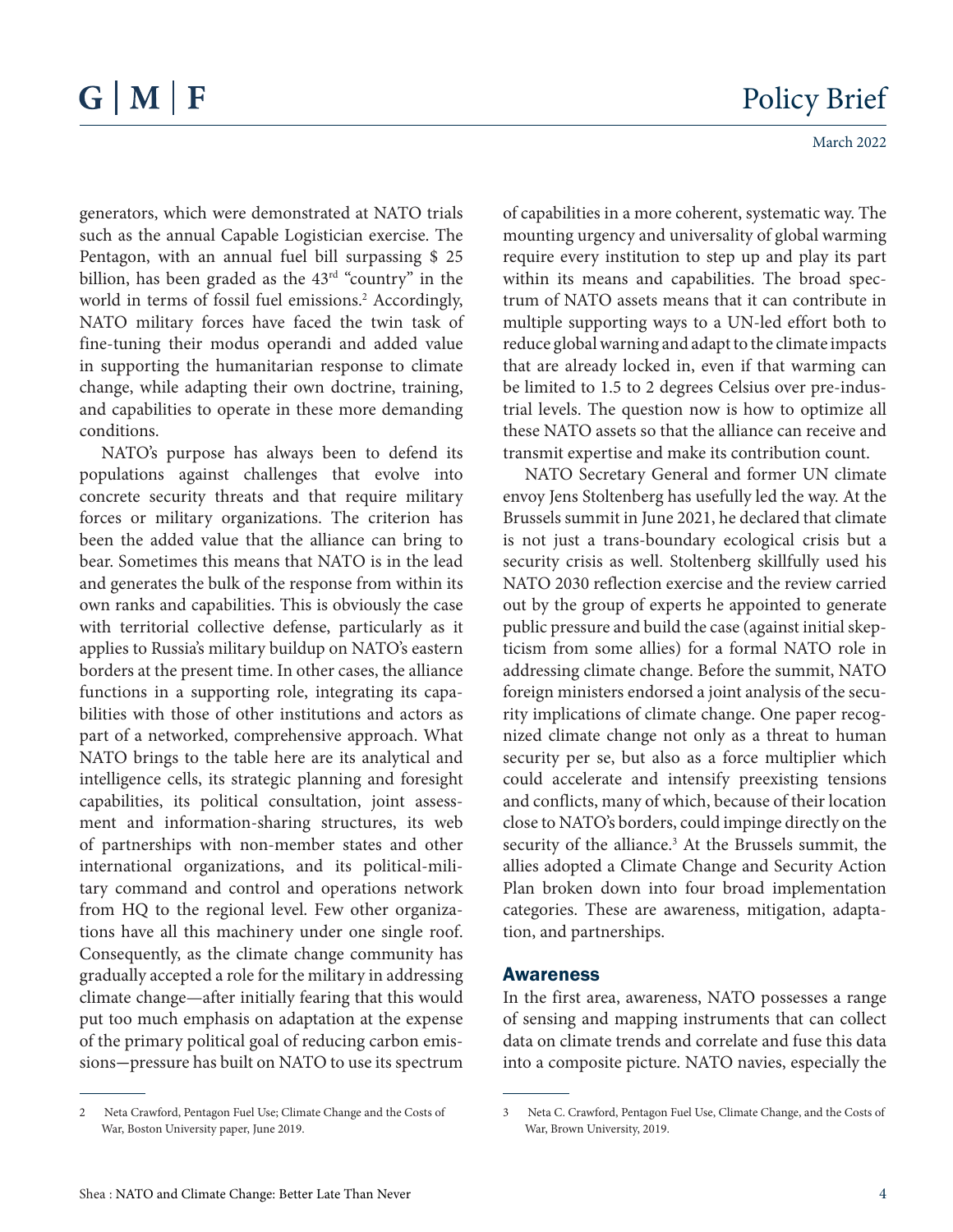generators, which were demonstrated at NATO trials such as the annual Capable Logistician exercise. The Pentagon, with an annual fuel bill surpassing $ 25 billion, has been graded as the 43rd "country" in the world in terms of fossil fuel emissions.[2] Accordingly, NATO military forces have faced the twin task of fine-tuning their modus operandi and added value in supporting the humanitarian response to climate change, while adapting their own doctrine, training, and capabilities to operate in these more demanding conditions.

NATO's purpose has always been to defend its populations against challenges that evolve into concrete security threats and that require military forces or military organizations. The criterion has been the added value that the alliance can bring to bear. Sometimes this means that NATO is in the lead and generates the bulk of the response from within its own ranks and capabilities. This is obviously the case with territorial collective defense, particularly as it applies to Russia's military buildup on NATO's eastern borders at the present time. In other cases, the alliance functions in a supporting role, integrating its capabilities with those of other institutions and actors as part of a networked, comprehensive approach. What NATO brings to the table here are its analytical and intelligence cells, its strategic planning and foresight capabilities, its political consultation, joint assessment and information-sharing structures, its web of partnerships with non-member states and other international organizations, and its political-military command and control and operations network from HQ to the regional level. Few other organizations have all this machinery under one single roof. Consequently, as the climate change community has gradually accepted a role for the military in addressing climate change—after initially fearing that this would put too much emphasis on adaptation at the expense of the primary political goal of reducing carbon emissions—pressure has built on NATO to use its spectrum of capabilities in a more coherent, systematic way. The mounting urgency and universality of global warming require every institution to step up and play its part within its means and capabilities. The broad spectrum of NATO assets means that it can contribute in multiple supporting ways to a UN-led effort both to reduce global warning and adapt to the climate impacts that are already locked in, even if that warming can be limited to 1.5 to 2 degrees Celsius over pre-industrial levels. The question now is how to optimize all these NATO assets so that the alliance can receive and transmit expertise and make its contribution count.

NATO Secretary General and former UN climate envoy Jens Stoltenberg has usefully led the way. At the Brussels summit in June 2021, he declared that climate is not just a trans-boundary ecological crisis but a security crisis as well. Stoltenberg skillfully used his NATO 2030 reflection exercise and the review carried out by the group of experts he appointed to generate public pressure and build the case (against initial skepticism from some allies) for a formal NATO role in addressing climate change. Before the summit, NATO foreign ministers endorsed a joint analysis of the security implications of climate change. One paper recognized climate change not only as a threat to human security per se, but also as a force multiplier which could accelerate and intensify preexisting tensions and conflicts, many of which, because of their location close to NATO's borders, could impinge directly on the security of the alliance.[3] At the Brussels summit, the allies adopted a Climate Change and Security Action Plan broken down into four broad implementation categories. These are awareness, mitigation, adaptation, and partnerships.

## Awareness

In the first area, awareness, NATO possesses a range of sensing and mapping instruments that can collect data on climate trends and correlate and fuse this data into a composite picture. NATO navies, especially the

---

2 Neta Crawford, Pentagon Fuel Use; Climate Change and the Costs of War, Boston University paper, June 2019.

3 Neta C. Crawford, Pentagon Fuel Use, Climate Change, and the Costs of War, Brown University, 2019.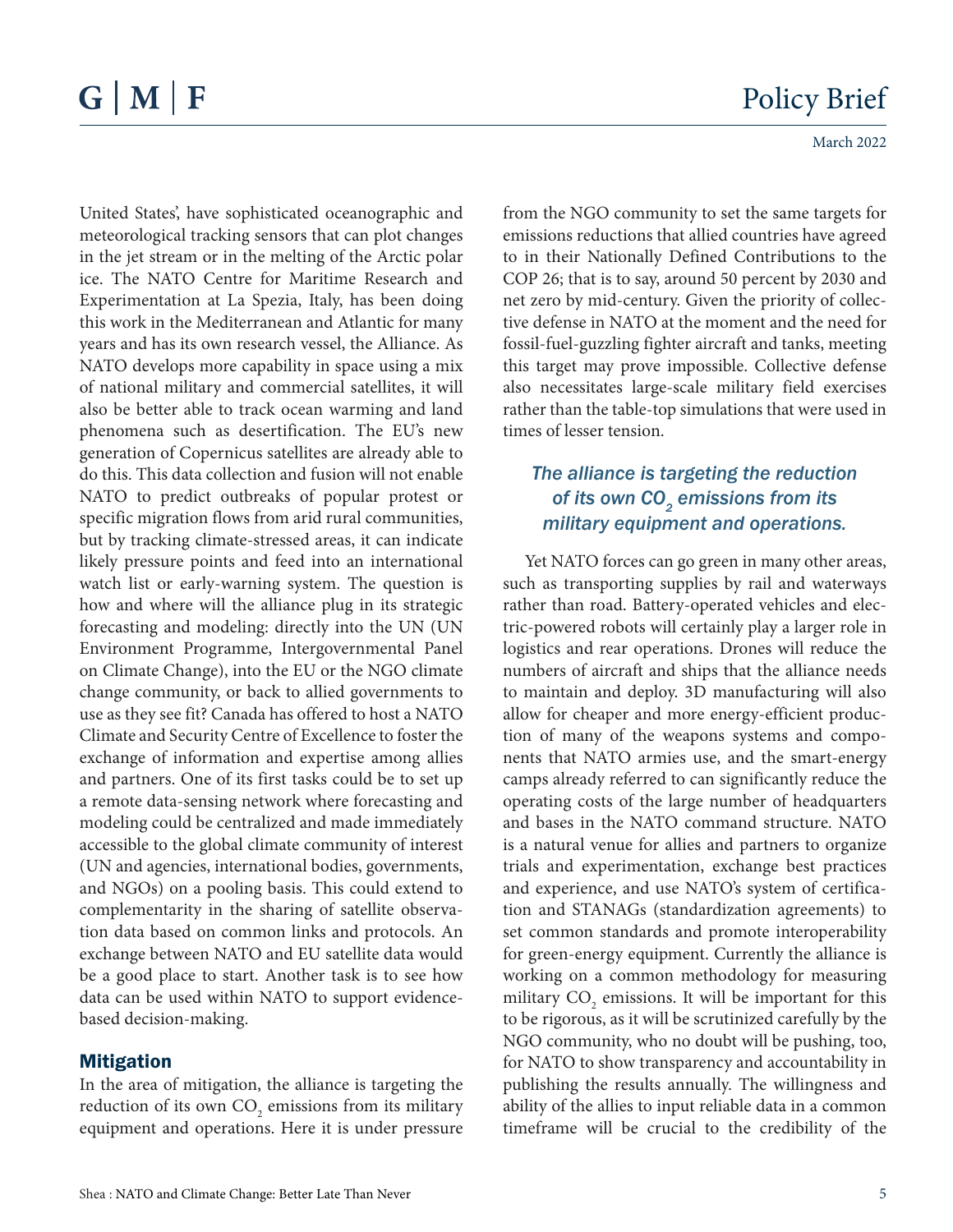United States', have sophisticated oceanographic and meteorological tracking sensors that can plot changes in the jet stream or in the melting of the Arctic polar ice. The NATO Centre for Maritime Research and Experimentation at La Spezia, Italy, has been doing this work in the Mediterranean and Atlantic for many years and has its own research vessel, the Alliance. As NATO develops more capability in space using a mix of national military and commercial satellites, it will also be better able to track ocean warming and land phenomena such as desertification. The EU's new generation of Copernicus satellites are already able to do this. This data collection and fusion will not enable NATO to predict outbreaks of popular protest or specific migration flows from arid rural communities, but by tracking climate-stressed areas, it can indicate likely pressure points and feed into an international watch list or early-warning system. The question is how and where will the alliance plug in its strategic forecasting and modeling: directly into the UN (UN Environment Programme, Intergovernmental Panel on Climate Change), into the EU or the NGO climate change community, or back to allied governments to use as they see fit? Canada has offered to host a NATO Climate and Security Centre of Excellence to foster the exchange of information and expertise among allies and partners. One of its first tasks could be to set up a remote data-sensing network where forecasting and modeling could be centralized and made immediately accessible to the global climate community of interest (UN and agencies, international bodies, governments, and NGOs) on a pooling basis. This could extend to complementarity in the sharing of satellite observation data based on common links and protocols. An exchange between NATO and EU satellite data would be a good place to start. Another task is to see how data can be used within NATO to support evidence-based decision-making.

## Mitigation

In the area of mitigation, the alliance is targeting the reduction of its own $CO_2$ emissions from its military equipment and operations. Here it is under pressure from the NGO community to set the same targets for emissions reductions that allied countries have agreed to in their Nationally Defined Contributions to the COP 26; that is to say, around 50 percent by 2030 and net zero by mid-century. Given the priority of collective defense in NATO at the moment and the need for fossil-fuel-guzzling fighter aircraft and tanks, meeting this target may prove impossible. Collective defense also necessitates large-scale military field exercises rather than the table-top simulations that were used in times of lesser tension.

> *The alliance is targeting the reduction of its own $CO_2$ emissions from its military equipment and operations.*

Yet NATO forces can go green in many other areas, such as transporting supplies by rail and waterways rather than road. Battery-operated vehicles and electric-powered robots will certainly play a larger role in logistics and rear operations. Drones will reduce the numbers of aircraft and ships that the alliance needs to maintain and deploy. 3D manufacturing will also allow for cheaper and more energy-efficient production of many of the weapons systems and components that NATO armies use, and the smart-energy camps already referred to can significantly reduce the operating costs of the large number of headquarters and bases in the NATO command structure. NATO is a natural venue for allies and partners to organize trials and experimentation, exchange best practices and experience, and use NATO's system of certification and STANAGs (standardization agreements) to set common standards and promote interoperability for green-energy equipment. Currently the alliance is working on a common methodology for measuring military $CO_2$ emissions. It will be important for this to be rigorous, as it will be scrutinized carefully by the NGO community, who no doubt will be pushing, too, for NATO to show transparency and accountability in publishing the results annually. The willingness and ability of the allies to input reliable data in a common timeframe will be crucial to the credibility of the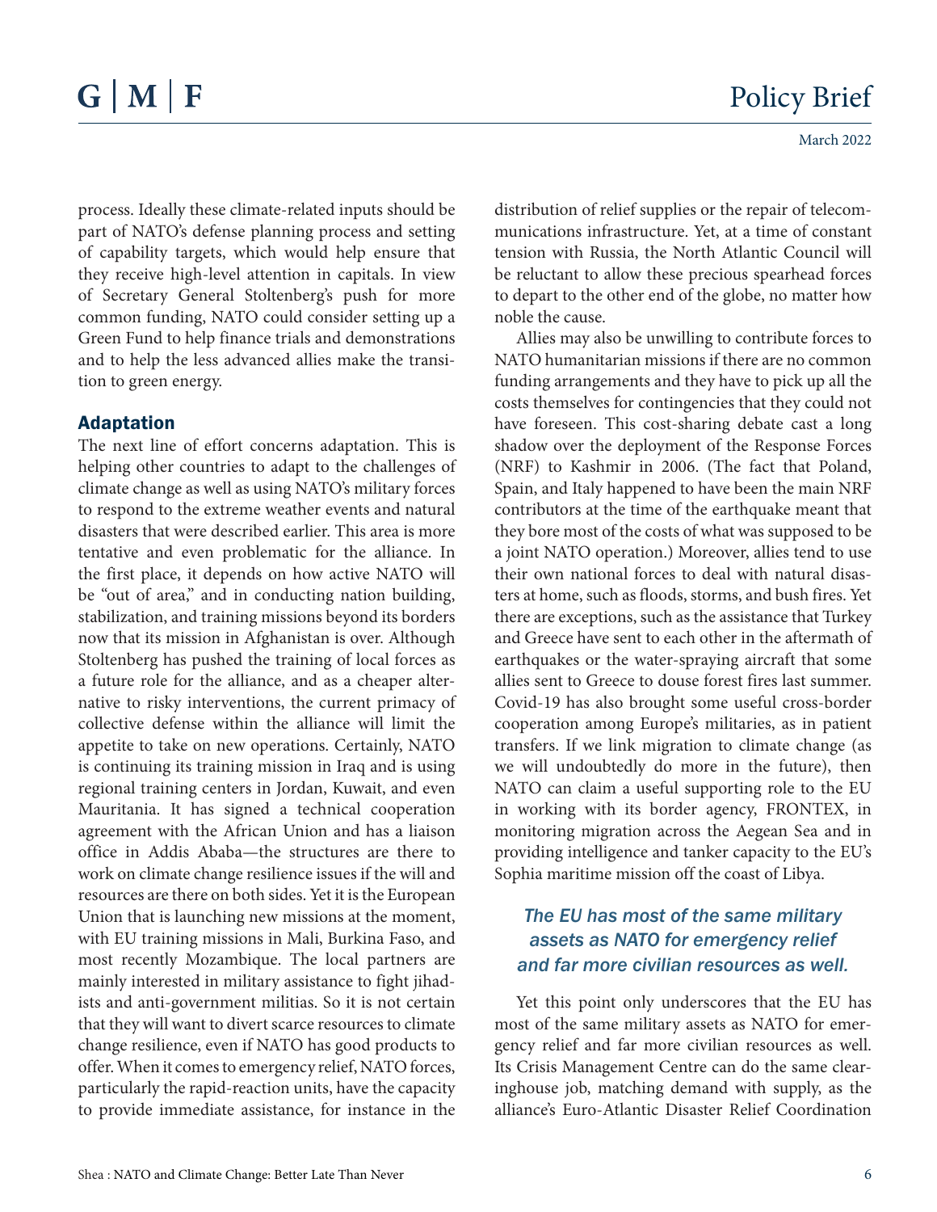process. Ideally these climate-related inputs should be part of NATO's defense planning process and setting of capability targets, which would help ensure that they receive high-level attention in capitals. In view of Secretary General Stoltenberg's push for more common funding, NATO could consider setting up a Green Fund to help finance trials and demonstrations and to help the less advanced allies make the transition to green energy.

## Adaptation

The next line of effort concerns adaptation. This is helping other countries to adapt to the challenges of climate change as well as using NATO's military forces to respond to the extreme weather events and natural disasters that were described earlier. This area is more tentative and even problematic for the alliance. In the first place, it depends on how active NATO will be "out of area," and in conducting nation building, stabilization, and training missions beyond its borders now that its mission in Afghanistan is over. Although Stoltenberg has pushed the training of local forces as a future role for the alliance, and as a cheaper alternative to risky interventions, the current primacy of collective defense within the alliance will limit the appetite to take on new operations. Certainly, NATO is continuing its training mission in Iraq and is using regional training centers in Jordan, Kuwait, and even Mauritania. It has signed a technical cooperation agreement with the African Union and has a liaison office in Addis Ababa—the structures are there to work on climate change resilience issues if the will and resources are there on both sides. Yet it is the European Union that is launching new missions at the moment, with EU training missions in Mali, Burkina Faso, and most recently Mozambique. The local partners are mainly interested in military assistance to fight jihadists and anti-government militias. So it is not certain that they will want to divert scarce resources to climate change resilience, even if NATO has good products to offer. When it comes to emergency relief, NATO forces, particularly the rapid-reaction units, have the capacity to provide immediate assistance, for instance in the distribution of relief supplies or the repair of telecommunications infrastructure. Yet, at a time of constant tension with Russia, the North Atlantic Council will be reluctant to allow these precious spearhead forces to depart to the other end of the globe, no matter how noble the cause.

Allies may also be unwilling to contribute forces to NATO humanitarian missions if there are no common funding arrangements and they have to pick up all the costs themselves for contingencies that they could not have foreseen. This cost-sharing debate cast a long shadow over the deployment of the Response Forces (NRF) to Kashmir in 2006. (The fact that Poland, Spain, and Italy happened to have been the main NRF contributors at the time of the earthquake meant that they bore most of the costs of what was supposed to be a joint NATO operation.) Moreover, allies tend to use their own national forces to deal with natural disasters at home, such as floods, storms, and bush fires. Yet there are exceptions, such as the assistance that Turkey and Greece have sent to each other in the aftermath of earthquakes or the water-spraying aircraft that some allies sent to Greece to douse forest fires last summer. Covid-19 has also brought some useful cross-border cooperation among Europe's militaries, as in patient transfers. If we link migration to climate change (as we will undoubtedly do more in the future), then NATO can claim a useful supporting role to the EU in working with its border agency, FRONTEX, in monitoring migration across the Aegean Sea and in providing intelligence and tanker capacity to the EU's Sophia maritime mission off the coast of Libya.

*The EU has most of the same military assets as NATO for emergency relief and far more civilian resources as well.*

Yet this point only underscores that the EU has most of the same military assets as NATO for emergency relief and far more civilian resources as well. Its Crisis Management Centre can do the same clearinghouse job, matching demand with supply, as the alliance's Euro-Atlantic Disaster Relief Coordination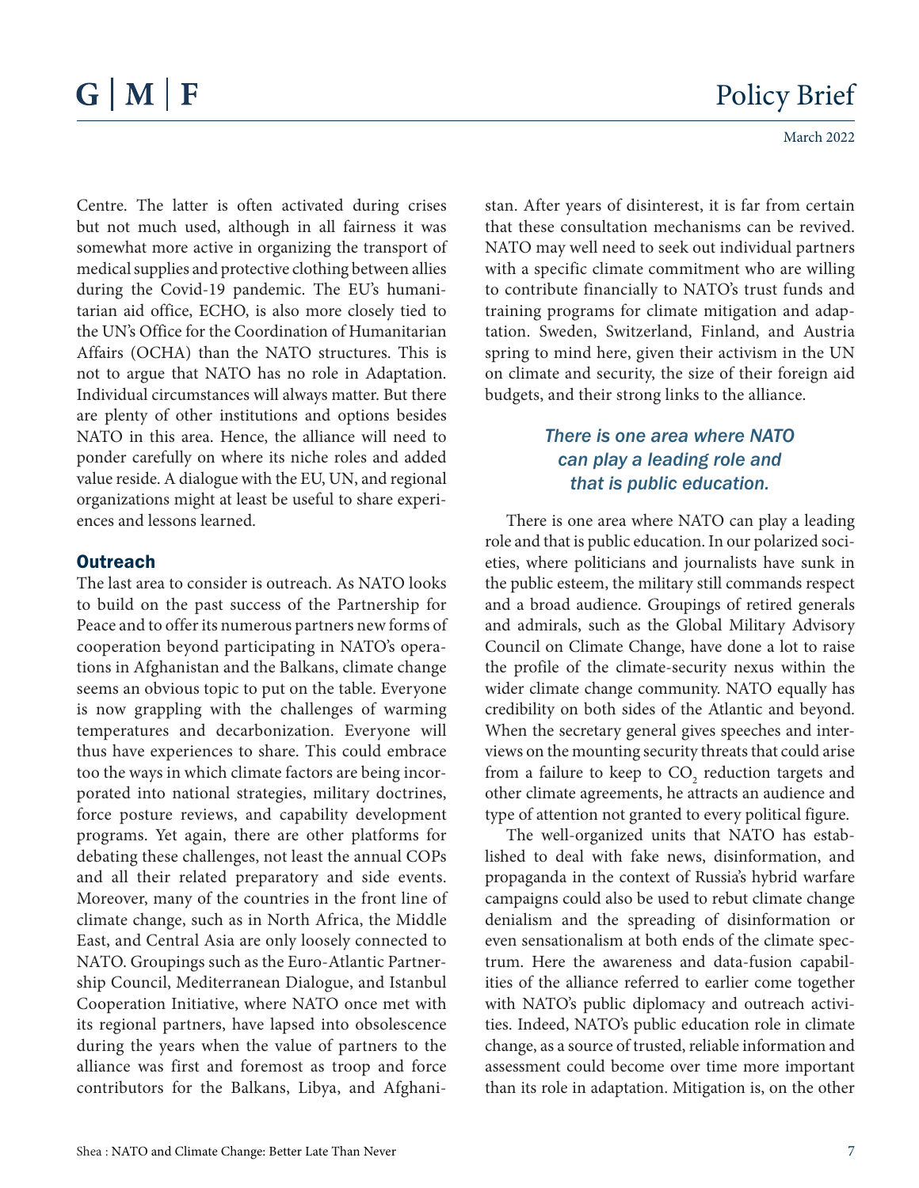Centre. The latter is often activated during crises but not much used, although in all fairness it was somewhat more active in organizing the transport of medical supplies and protective clothing between allies during the Covid-19 pandemic. The EU's humanitarian aid office, ECHO, is also more closely tied to the UN's Office for the Coordination of Humanitarian Affairs (OCHA) than the NATO structures. This is not to argue that NATO has no role in Adaptation. Individual circumstances will always matter. But there are plenty of other institutions and options besides NATO in this area. Hence, the alliance will need to ponder carefully on where its niche roles and added value reside. A dialogue with the EU, UN, and regional organizations might at least be useful to share experiences and lessons learned.

## Outreach

The last area to consider is outreach. As NATO looks to build on the past success of the Partnership for Peace and to offer its numerous partners new forms of cooperation beyond participating in NATO's operations in Afghanistan and the Balkans, climate change seems an obvious topic to put on the table. Everyone is now grappling with the challenges of warming temperatures and decarbonization. Everyone will thus have experiences to share. This could embrace too the ways in which climate factors are being incorporated into national strategies, military doctrines, force posture reviews, and capability development programs. Yet again, there are other platforms for debating these challenges, not least the annual COPs and all their related preparatory and side events. Moreover, many of the countries in the front line of climate change, such as in North Africa, the Middle East, and Central Asia are only loosely connected to NATO. Groupings such as the Euro-Atlantic Partnership Council, Mediterranean Dialogue, and Istanbul Cooperation Initiative, where NATO once met with its regional partners, have lapsed into obsolescence during the years when the value of partners to the alliance was first and foremost as troop and force contributors for the Balkans, Libya, and Afghanistan. After years of disinterest, it is far from certain that these consultation mechanisms can be revived. NATO may well need to seek out individual partners with a specific climate commitment who are willing to contribute financially to NATO's trust funds and training programs for climate mitigation and adaptation. Sweden, Switzerland, Finland, and Austria spring to mind here, given their activism in the UN on climate and security, the size of their foreign aid budgets, and their strong links to the alliance.

*There is one area where NATO can play a leading role and that is public education.*

There is one area where NATO can play a leading role and that is public education. In our polarized societies, where politicians and journalists have sunk in the public esteem, the military still commands respect and a broad audience. Groupings of retired generals and admirals, such as the Global Military Advisory Council on Climate Change, have done a lot to raise the profile of the climate-security nexus within the wider climate change community. NATO equally has credibility on both sides of the Atlantic and beyond. When the secretary general gives speeches and interviews on the mounting security threats that could arise from a failure to keep to $CO_2$ reduction targets and other climate agreements, he attracts an audience and type of attention not granted to every political figure.

The well-organized units that NATO has established to deal with fake news, disinformation, and propaganda in the context of Russia's hybrid warfare campaigns could also be used to rebut climate change denialism and the spreading of disinformation or even sensationalism at both ends of the climate spectrum. Here the awareness and data-fusion capabilities of the alliance referred to earlier come together with NATO's public diplomacy and outreach activities. Indeed, NATO's public education role in climate change, as a source of trusted, reliable information and assessment could become over time more important than its role in adaptation. Mitigation is, on the other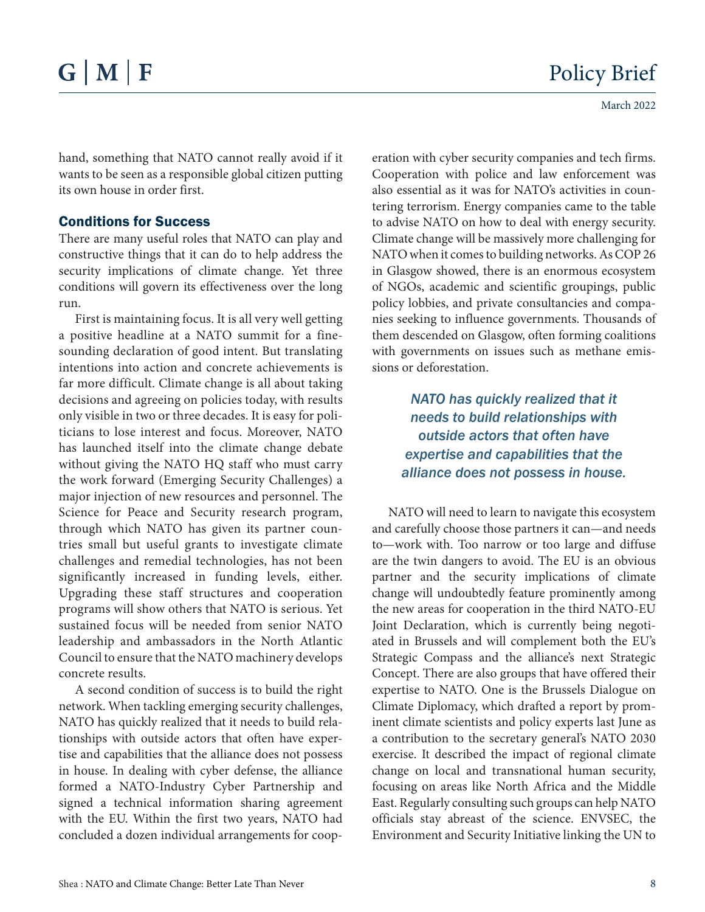hand, something that NATO cannot really avoid if it wants to be seen as a responsible global citizen putting its own house in order first.

## Conditions for Success

There are many useful roles that NATO can play and constructive things that it can do to help address the security implications of climate change. Yet three conditions will govern its effectiveness over the long run.

First is maintaining focus. It is all very well getting a positive headline at a NATO summit for a fine-sounding declaration of good intent. But translating intentions into action and concrete achievements is far more difficult. Climate change is all about taking decisions and agreeing on policies today, with results only visible in two or three decades. It is easy for politicians to lose interest and focus. Moreover, NATO has launched itself into the climate change debate without giving the NATO HQ staff who must carry the work forward (Emerging Security Challenges) a major injection of new resources and personnel. The Science for Peace and Security research program, through which NATO has given its partner countries small but useful grants to investigate climate challenges and remedial technologies, has not been significantly increased in funding levels, either. Upgrading these staff structures and cooperation programs will show others that NATO is serious. Yet sustained focus will be needed from senior NATO leadership and ambassadors in the North Atlantic Council to ensure that the NATO machinery develops concrete results.

A second condition of success is to build the right network. When tackling emerging security challenges, NATO has quickly realized that it needs to build relationships with outside actors that often have expertise and capabilities that the alliance does not possess in house. In dealing with cyber defense, the alliance formed a NATO-Industry Cyber Partnership and signed a technical information sharing agreement with the EU. Within the first two years, NATO had concluded a dozen individual arrangements for cooperation with cyber security companies and tech firms. Cooperation with police and law enforcement was also essential as it was for NATO's activities in countering terrorism. Energy companies came to the table to advise NATO on how to deal with energy security. Climate change will be massively more challenging for NATO when it comes to building networks. As COP 26 in Glasgow showed, there is an enormous ecosystem of NGOs, academic and scientific groupings, public policy lobbies, and private consultancies and companies seeking to influence governments. Thousands of them descended on Glasgow, often forming coalitions with governments on issues such as methane emissions or deforestation.

> *NATO has quickly realized that it needs to build relationships with outside actors that often have expertise and capabilities that the alliance does not possess in house.*

NATO will need to learn to navigate this ecosystem and carefully choose those partners it can—and needs to—work with. Too narrow or too large and diffuse are the twin dangers to avoid. The EU is an obvious partner and the security implications of climate change will undoubtedly feature prominently among the new areas for cooperation in the third NATO-EU Joint Declaration, which is currently being negotiated in Brussels and will complement both the EU's Strategic Compass and the alliance's next Strategic Concept. There are also groups that have offered their expertise to NATO. One is the Brussels Dialogue on Climate Diplomacy, which drafted a report by prominent climate scientists and policy experts last June as a contribution to the secretary general's NATO 2030 exercise. It described the impact of regional climate change on local and transnational human security, focusing on areas like North Africa and the Middle East. Regularly consulting such groups can help NATO officials stay abreast of the science. ENVSEC, the Environment and Security Initiative linking the UN to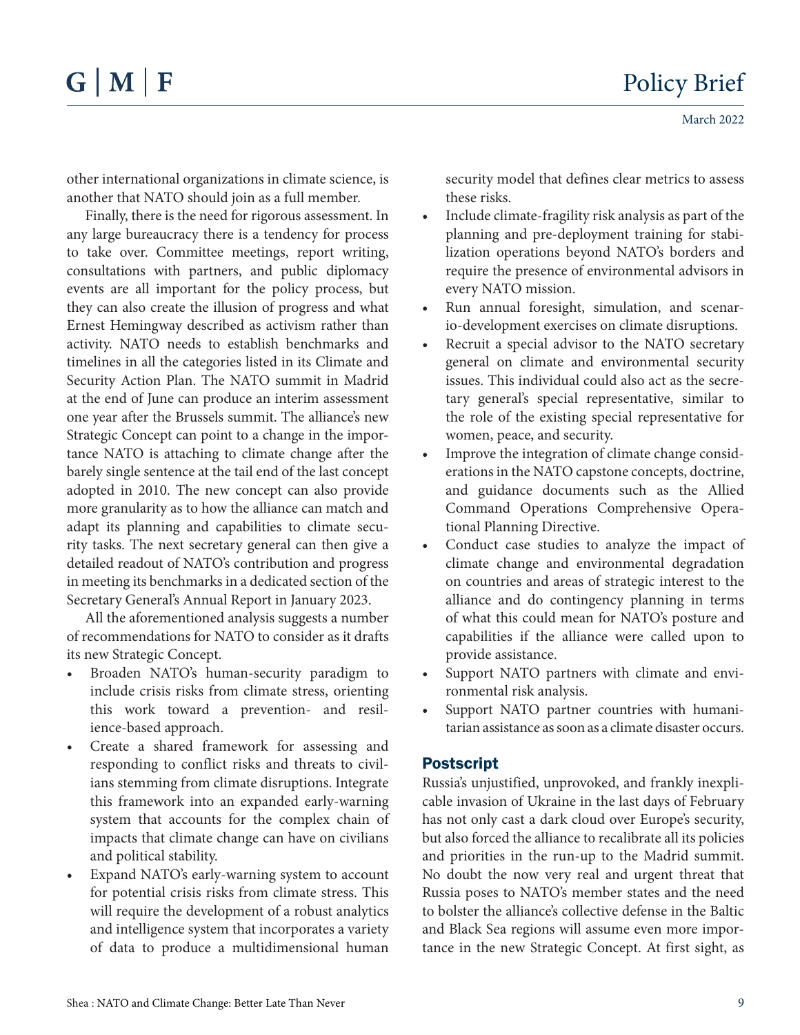other international organizations in climate science, is another that NATO should join as a full member.

Finally, there is the need for rigorous assessment. In any large bureaucracy there is a tendency for process to take over. Committee meetings, report writing, consultations with partners, and public diplomacy events are all important for the policy process, but they can also create the illusion of progress and what Ernest Hemingway described as activism rather than activity. NATO needs to establish benchmarks and timelines in all the categories listed in its Climate and Security Action Plan. The NATO summit in Madrid at the end of June can produce an interim assessment one year after the Brussels summit. The alliance's new Strategic Concept can point to a change in the importance NATO is attaching to climate change after the barely single sentence at the tail end of the last concept adopted in 2010. The new concept can also provide more granularity as to how the alliance can match and adapt its planning and capabilities to climate security tasks. The next secretary general can then give a detailed readout of NATO's contribution and progress in meeting its benchmarks in a dedicated section of the Secretary General's Annual Report in January 2023.

All the aforementioned analysis suggests a number of recommendations for NATO to consider as it drafts its new Strategic Concept.

- Broaden NATO's human-security paradigm to include crisis risks from climate stress, orienting this work toward a prevention- and resilience-based approach.
- Create a shared framework for assessing and responding to conflict risks and threats to civilians stemming from climate disruptions. Integrate this framework into an expanded early-warning system that accounts for the complex chain of impacts that climate change can have on civilians and political stability.
- Expand NATO's early-warning system to account for potential crisis risks from climate stress. This will require the development of a robust analytics and intelligence system that incorporates a variety of data to produce a multidimensional human security model that defines clear metrics to assess these risks.
- Include climate-fragility risk analysis as part of the planning and pre-deployment training for stabilization operations beyond NATO's borders and require the presence of environmental advisors in every NATO mission.
- Run annual foresight, simulation, and scenario-development exercises on climate disruptions.
- Recruit a special advisor to the NATO secretary general on climate and environmental security issues. This individual could also act as the secretary general's special representative, similar to the role of the existing special representative for women, peace, and security.
- Improve the integration of climate change considerations in the NATO capstone concepts, doctrine, and guidance documents such as the Allied Command Operations Comprehensive Operational Planning Directive.
- Conduct case studies to analyze the impact of climate change and environmental degradation on countries and areas of strategic interest to the alliance and do contingency planning in terms of what this could mean for NATO's posture and capabilities if the alliance were called upon to provide assistance.
- Support NATO partners with climate and environmental risk analysis.
- Support NATO partner countries with humanitarian assistance as soon as a climate disaster occurs.

## Postscript

Russia's unjustified, unprovoked, and frankly inexplicable invasion of Ukraine in the last days of February has not only cast a dark cloud over Europe's security, but also forced the alliance to recalibrate all its policies and priorities in the run-up to the Madrid summit. No doubt the now very real and urgent threat that Russia poses to NATO's member states and the need to bolster the alliance's collective defense in the Baltic and Black Sea regions will assume even more importance in the new Strategic Concept. At first sight, as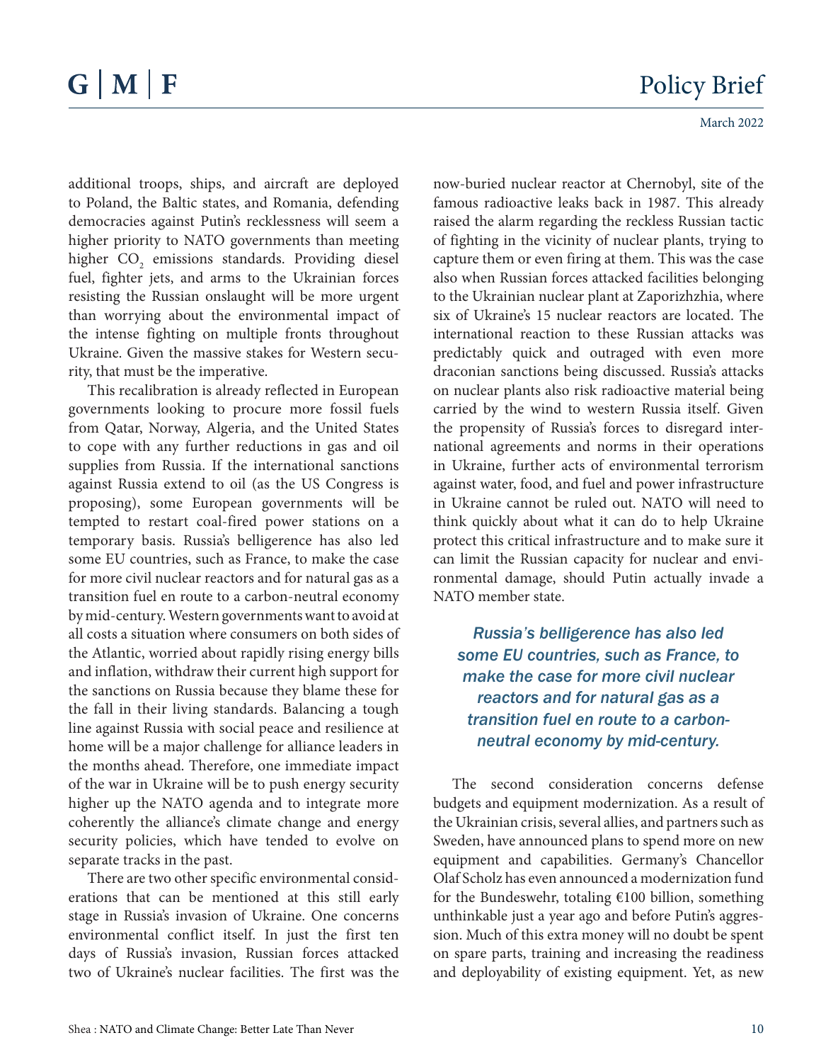additional troops, ships, and aircraft are deployed to Poland, the Baltic states, and Romania, defending democracies against Putin's recklessness will seem a higher priority to NATO governments than meeting higher $CO_2$ emissions standards. Providing diesel fuel, fighter jets, and arms to the Ukrainian forces resisting the Russian onslaught will be more urgent than worrying about the environmental impact of the intense fighting on multiple fronts throughout Ukraine. Given the massive stakes for Western security, that must be the imperative.

This recalibration is already reflected in European governments looking to procure more fossil fuels from Qatar, Norway, Algeria, and the United States to cope with any further reductions in gas and oil supplies from Russia. If the international sanctions against Russia extend to oil (as the US Congress is proposing), some European governments will be tempted to restart coal-fired power stations on a temporary basis. Russia's belligerence has also led some EU countries, such as France, to make the case for more civil nuclear reactors and for natural gas as a transition fuel en route to a carbon-neutral economy by mid-century. Western governments want to avoid at all costs a situation where consumers on both sides of the Atlantic, worried about rapidly rising energy bills and inflation, withdraw their current high support for the sanctions on Russia because they blame these for the fall in their living standards. Balancing a tough line against Russia with social peace and resilience at home will be a major challenge for alliance leaders in the months ahead. Therefore, one immediate impact of the war in Ukraine will be to push energy security higher up the NATO agenda and to integrate more coherently the alliance's climate change and energy security policies, which have tended to evolve on separate tracks in the past.

There are two other specific environmental considerations that can be mentioned at this still early stage in Russia's invasion of Ukraine. One concerns environmental conflict itself. In just the first ten days of Russia's invasion, Russian forces attacked two of Ukraine's nuclear facilities. The first was the now-buried nuclear reactor at Chernobyl, site of the famous radioactive leaks back in 1987. This already raised the alarm regarding the reckless Russian tactic of fighting in the vicinity of nuclear plants, trying to capture them or even firing at them. This was the case also when Russian forces attacked facilities belonging to the Ukrainian nuclear plant at Zaporizhzhia, where six of Ukraine's 15 nuclear reactors are located. The international reaction to these Russian attacks was predictably quick and outraged with even more draconian sanctions being discussed. Russia's attacks on nuclear plants also risk radioactive material being carried by the wind to western Russia itself. Given the propensity of Russia's forces to disregard international agreements and norms in their operations in Ukraine, further acts of environmental terrorism against water, food, and fuel and power infrastructure in Ukraine cannot be ruled out. NATO will need to think quickly about what it can do to help Ukraine protect this critical infrastructure and to make sure it can limit the Russian capacity for nuclear and environmental damage, should Putin actually invade a NATO member state.

*Russia's belligerence has also led some EU countries, such as France, to make the case for more civil nuclear reactors and for natural gas as a transition fuel en route to a carbon-neutral economy by mid-century.*

The second consideration concerns defense budgets and equipment modernization. As a result of the Ukrainian crisis, several allies, and partners such as Sweden, have announced plans to spend more on new equipment and capabilities. Germany's Chancellor Olaf Scholz has even announced a modernization fund for the Bundeswehr, totaling €100 billion, something unthinkable just a year ago and before Putin's aggression. Much of this extra money will no doubt be spent on spare parts, training and increasing the readiness and deployability of existing equipment. Yet, as new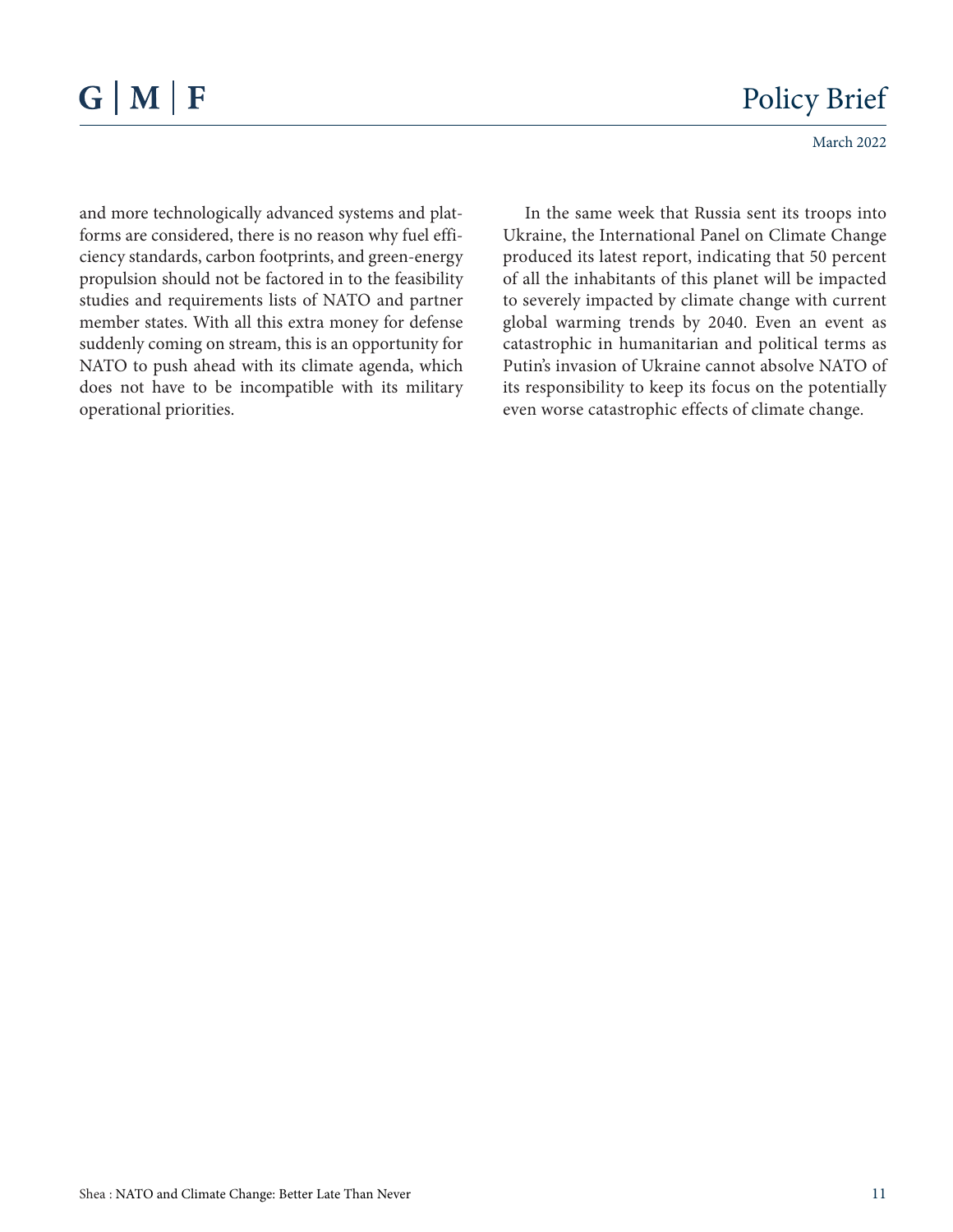and more technologically advanced systems and platforms are considered, there is no reason why fuel efficiency standards, carbon footprints, and green-energy propulsion should not be factored in to the feasibility studies and requirements lists of NATO and partner member states. With all this extra money for defense suddenly coming on stream, this is an opportunity for NATO to push ahead with its climate agenda, which does not have to be incompatible with its military operational priorities.

In the same week that Russia sent its troops into Ukraine, the International Panel on Climate Change produced its latest report, indicating that 50 percent of all the inhabitants of this planet will be impacted to severely impacted by climate change with current global warming trends by 2040. Even an event as catastrophic in humanitarian and political terms as Putin's invasion of Ukraine cannot absolve NATO of its responsibility to keep its focus on the potentially even worse catastrophic effects of climate change.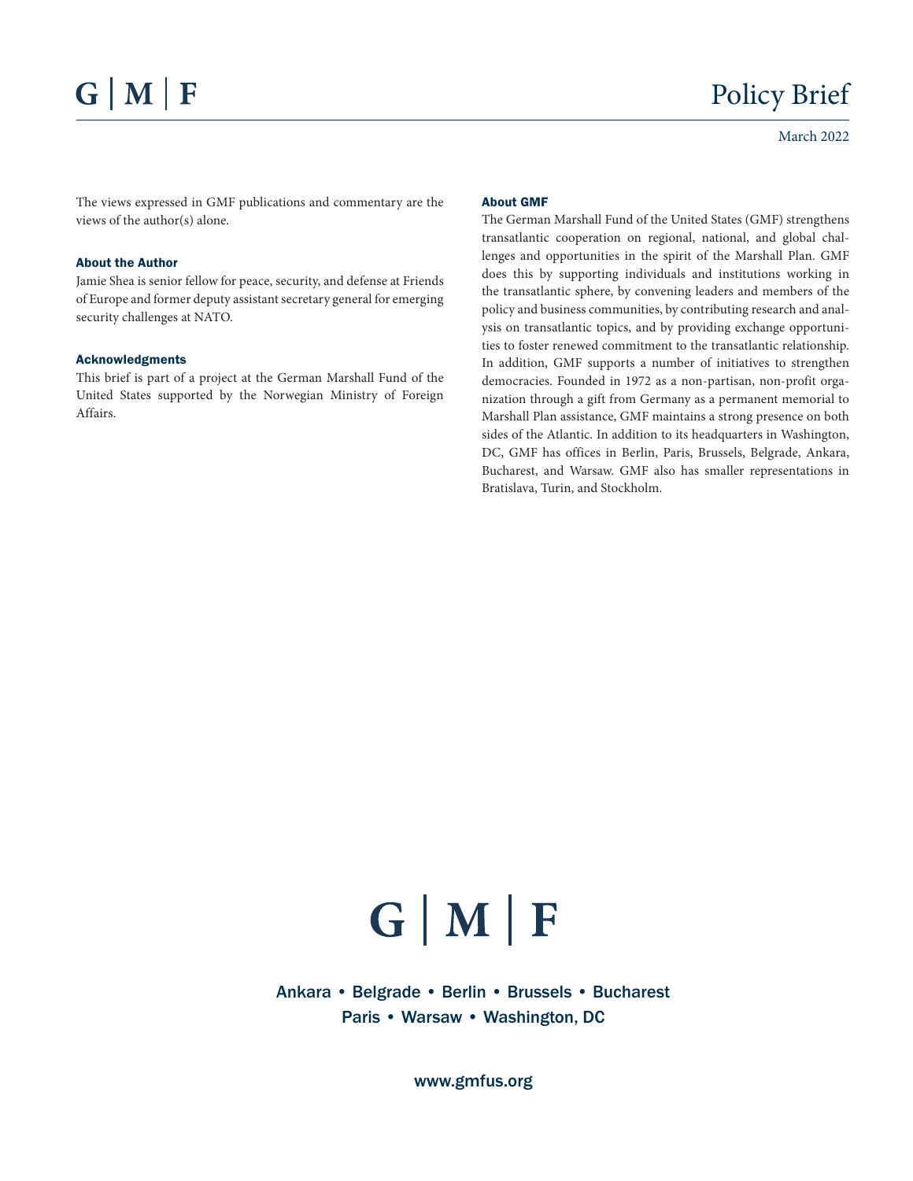G | M | F

Policy Brief

March 2022

The views expressed in GMF publications and commentary are the views of the author(s) alone.

### About the Author

Jamie Shea is senior fellow for peace, security, and defense at Friends of Europe and former deputy assistant secretary general for emerging security challenges at NATO.

### Acknowledgments

This brief is part of a project at the German Marshall Fund of the United States supported by the Norwegian Ministry of Foreign Affairs.

### About GMF

The German Marshall Fund of the United States (GMF) strengthens transatlantic cooperation on regional, national, and global challenges and opportunities in the spirit of the Marshall Plan. GMF does this by supporting individuals and institutions working in the transatlantic sphere, by convening leaders and members of the policy and business communities, by contributing research and analysis on transatlantic topics, and by providing exchange opportunities to foster renewed commitment to the transatlantic relationship. In addition, GMF supports a number of initiatives to strengthen democracies. Founded in 1972 as a non-partisan, non-profit organization through a gift from Germany as a permanent memorial to Marshall Plan assistance, GMF maintains a strong presence on both sides of the Atlantic. In addition to its headquarters in Washington, DC, GMF has offices in Berlin, Paris, Brussels, Belgrade, Ankara, Bucharest, and Warsaw. GMF also has smaller representations in Bratislava, Turin, and Stockholm.

G | M | F

Ankara • Belgrade • Berlin • Brussels • Bucharest
Paris • Warsaw • Washington, DC

www.gmfus.org